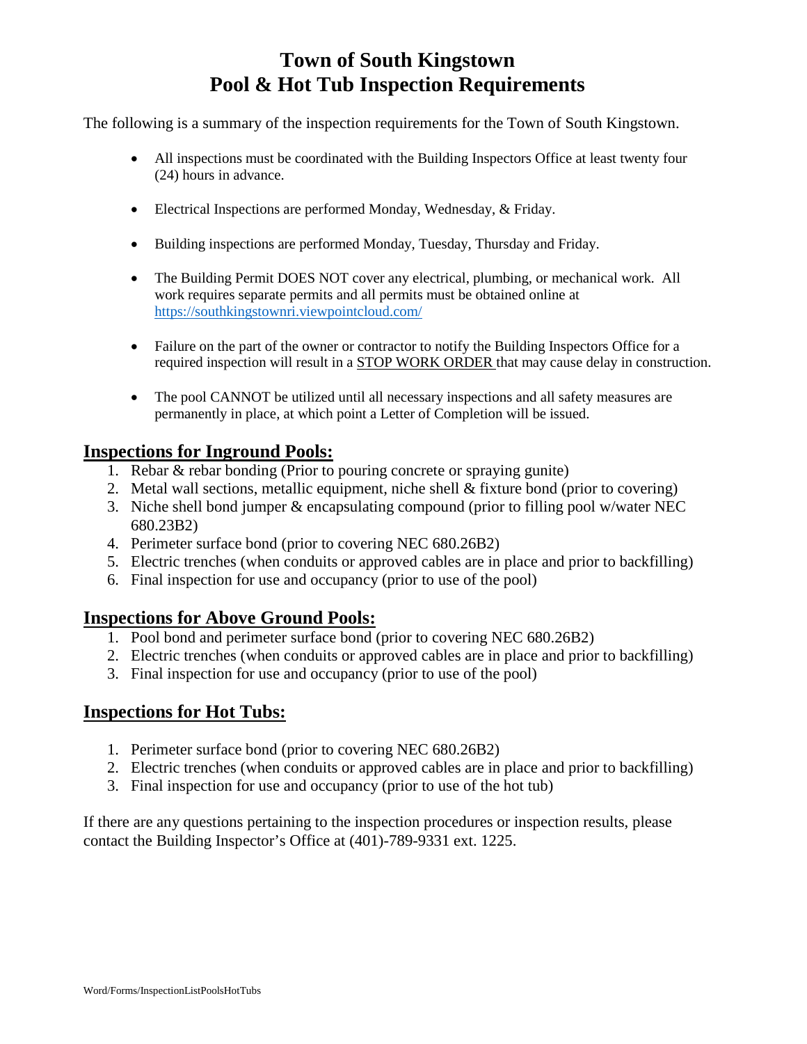# Town of South Kingstown
# Pool & Hot Tub Inspection Requirements

The following is a summary of the inspection requirements for the Town of South Kingstown.

- All inspections must be coordinated with the Building Inspectors Office at least twenty four (24) hours in advance.
- Electrical Inspections are performed Monday, Wednesday, & Friday.
- Building inspections are performed Monday, Tuesday, Thursday and Friday.
- The Building Permit DOES NOT cover any electrical, plumbing, or mechanical work. All work requires separate permits and all permits must be obtained online at [https://southkingstownri.viewpointcloud.com/](https://southkingstownri.viewpointcloud.com/)
- Failure on the part of the owner or contractor to notify the Building Inspectors Office for a required inspection will result in a <u>STOP WORK ORDER</u> that may cause delay in construction.
- The pool CANNOT be utilized until all necessary inspections and all safety measures are permanently in place, at which point a Letter of Completion will be issued.

## <u>Inspections for Inground Pools:</u>

1. Rebar & rebar bonding (Prior to pouring concrete or spraying gunite)
2. Metal wall sections, metallic equipment, niche shell & fixture bond (prior to covering)
3. Niche shell bond jumper & encapsulating compound (prior to filling pool w/water NEC 680.23B2)
4. Perimeter surface bond (prior to covering NEC 680.26B2)
5. Electric trenches (when conduits or approved cables are in place and prior to backfilling)
6. Final inspection for use and occupancy (prior to use of the pool)

## <u>Inspections for Above Ground Pools:</u>

1. Pool bond and perimeter surface bond (prior to covering NEC 680.26B2)
2. Electric trenches (when conduits or approved cables are in place and prior to backfilling)
3. Final inspection for use and occupancy (prior to use of the pool)

## <u>Inspections for Hot Tubs:</u>

1. Perimeter surface bond (prior to covering NEC 680.26B2)
2. Electric trenches (when conduits or approved cables are in place and prior to backfilling)
3. Final inspection for use and occupancy (prior to use of the hot tub)

If there are any questions pertaining to the inspection procedures or inspection results, please contact the Building Inspector's Office at (401)-789-9331 ext. 1225.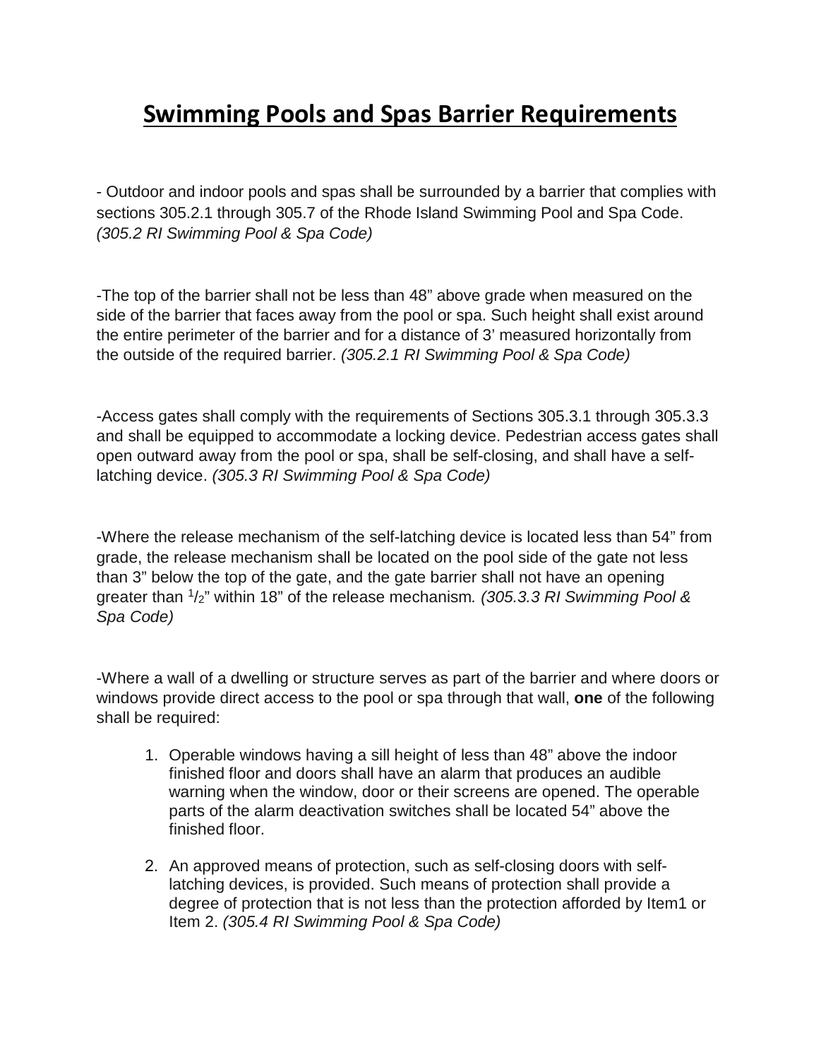# Swimming Pools and Spas Barrier Requirements

- Outdoor and indoor pools and spas shall be surrounded by a barrier that complies with sections 305.2.1 through 305.7 of the Rhode Island Swimming Pool and Spa Code. *(305.2 RI Swimming Pool & Spa Code)*

-The top of the barrier shall not be less than 48" above grade when measured on the side of the barrier that faces away from the pool or spa. Such height shall exist around the entire perimeter of the barrier and for a distance of 3' measured horizontally from the outside of the required barrier. *(305.2.1 RI Swimming Pool & Spa Code)*

-Access gates shall comply with the requirements of Sections 305.3.1 through 305.3.3 and shall be equipped to accommodate a locking device. Pedestrian access gates shall open outward away from the pool or spa, shall be self-closing, and shall have a self-latching device. *(305.3 RI Swimming Pool & Spa Code)*

-Where the release mechanism of the self-latching device is located less than 54" from grade, the release mechanism shall be located on the pool side of the gate not less than 3" below the top of the gate, and the gate barrier shall not have an opening greater than 1/2" within 18" of the release mechanism*. (305.3.3 RI Swimming Pool & Spa Code)*

-Where a wall of a dwelling or structure serves as part of the barrier and where doors or windows provide direct access to the pool or spa through that wall, **one** of the following shall be required:

1. Operable windows having a sill height of less than 48" above the indoor finished floor and doors shall have an alarm that produces an audible warning when the window, door or their screens are opened. The operable parts of the alarm deactivation switches shall be located 54" above the finished floor.

2. An approved means of protection, such as self-closing doors with self-latching devices, is provided. Such means of protection shall provide a degree of protection that is not less than the protection afforded by Item1 or Item 2. *(305.4 RI Swimming Pool & Spa Code)*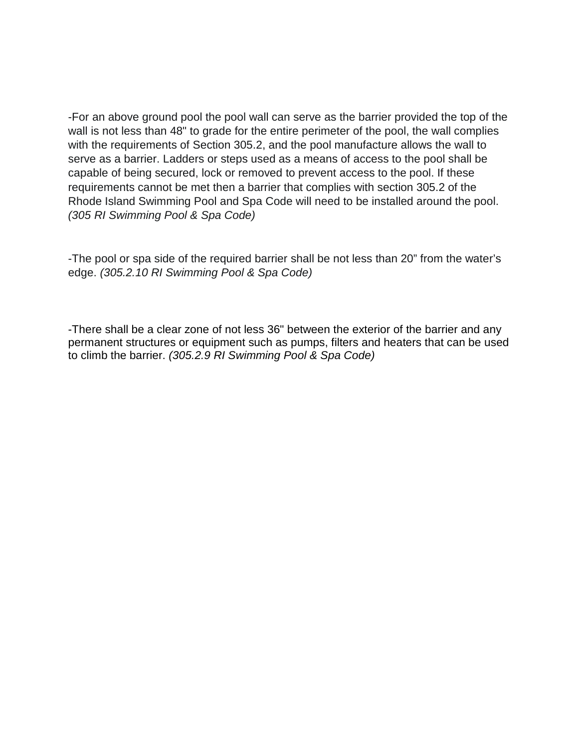-For an above ground pool the pool wall can serve as the barrier provided the top of the wall is not less than 48" to grade for the entire perimeter of the pool, the wall complies with the requirements of Section 305.2, and the pool manufacture allows the wall to serve as a barrier. Ladders or steps used as a means of access to the pool shall be capable of being secured, lock or removed to prevent access to the pool. If these requirements cannot be met then a barrier that complies with section 305.2 of the Rhode Island Swimming Pool and Spa Code will need to be installed around the pool. *(305 RI Swimming Pool & Spa Code)*

-The pool or spa side of the required barrier shall be not less than 20" from the water's edge. *(305.2.10 RI Swimming Pool & Spa Code)*

-There shall be a clear zone of not less 36" between the exterior of the barrier and any permanent structures or equipment such as pumps, filters and heaters that can be used to climb the barrier. *(305.2.9 RI Swimming Pool & Spa Code)*